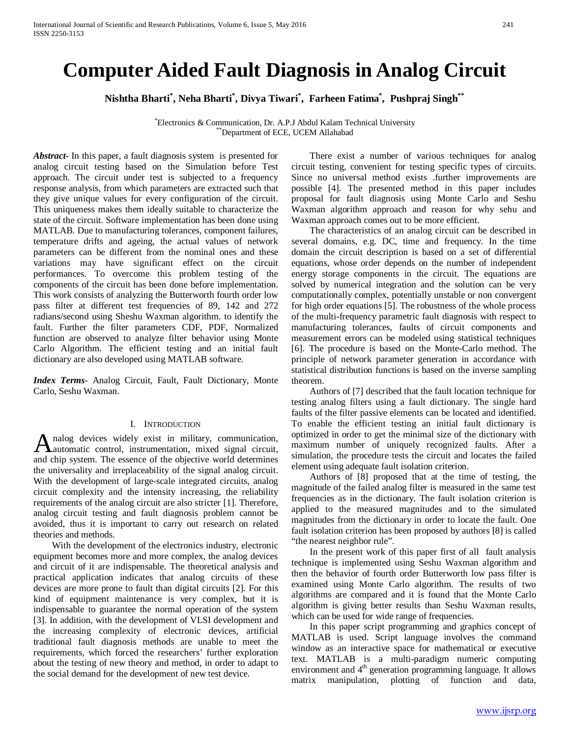# Computer Aided Fault Diagnosis in Analog Circuit

**Nishtha Bharti*, Neha Bharti*, Divya Tiwari*, Farheen Fatima*, Pushpraj Singh****

*Electronics & Communication, Dr. A.P.J Abdul Kalam Technical University
**Department of ECE, UCEM Allahabad

***Abstract***- In this paper, a fault diagnosis system is presented for analog circuit testing based on the Simulation before Test approach. The circuit under test is subjected to a frequency response analysis, from which parameters are extracted such that they give unique values for every configuration of the circuit. This uniqueness makes them ideally suitable to characterize the state of the circuit. Software implementation has been done using MATLAB. Due to manufacturing tolerances, component failures, temperature drifts and ageing, the actual values of network parameters can be different from the nominal ones and these variations may have significant effect on the circuit performances. To overcome this problem testing of the components of the circuit has been done before implementation. This work consists of analyzing the Butterworth fourth order low pass filter at different test frequencies of 89, 142 and 272 radians/second using Sheshu Waxman algorithm. to identify the fault. Further the filter parameters CDF, PDF, Normalized function are observed to analyze filter behavior using Monte Carlo Algorithm. The efficient testing and an initial fault dictionary are also developed using MATLAB software.

***Index Terms***- Analog Circuit, Fault, Fault Dictionary, Monte Carlo, Seshu Waxman.

## I. Introduction

Analog devices widely exist in military, communication, automatic control, instrumentation, mixed signal circuit, and chip system. The essence of the objective world determines the universality and irreplaceability of the signal analog circuit. With the development of large-scale integrated circuits, analog circuit complexity and the intensity increasing, the reliability requirements of the analog circuit are also stricter [1]. Therefore, analog circuit testing and fault diagnosis problem cannot be avoided, thus it is important to carry out research on related theories and methods.

With the development of the electronics industry, electronic equipment becomes more and more complex, the analog devices and circuit of it are indispensable. The theoretical analysis and practical application indicates that analog circuits of these devices are more prone to fault than digital circuits [2]. For this kind of equipment maintenance is very complex, but it is indispensable to guarantee the normal operation of the system [3]. In addition, with the development of VLSI development and the increasing complexity of electronic devices, artificial traditional fault diagnosis methods are unable to meet the requirements, which forced the researchers' further exploration about the testing of new theory and method, in order to adapt to the social demand for the development of new test device.

There exist a number of various techniques for analog circuit testing, convenient for testing specific types of circuits. Since no universal method exists .further improvements are possible [4]. The presented method in this paper includes proposal for fault diagnosis using Monte Carlo and Seshu Waxman algorithm approach and reason for why sehu and Waxman approach comes out to be more efficient.

The characteristics of an analog circuit can be described in several domains, e.g. DC, time and frequency. In the time domain the circuit description is based on a set of differential equations, whose order depends on the number of independent energy storage components in the circuit. The equations are solved by numerical integration and the solution can be very computationally complex, potentially unstable or non convergent for high order equations [5]. The robustness of the whole process of the multi-frequency parametric fault diagnosis with respect to manufacturing tolerances, faults of circuit components and measurement errors can be modeled using statistical techniques [6]. The procedure is based on the Monte-Carlo method. The principle of network parameter generation in accordance with statistical distribution functions is based on the inverse sampling theorem.

Authors of [7] described that the fault location technique for testing analog filters using a fault dictionary. The single hard faults of the filter passive elements can be located and identified. To enable the efficient testing an initial fault dictionary is optimized in order to get the minimal size of the dictionary with maximum number of uniquely recognized faults. After a simulation, the procedure tests the circuit and locates the failed element using adequate fault isolation criterion.

Authors of [8] proposed that at the time of testing, the magnitude of the failed analog filter is measured in the same test frequencies as in the dictionary. The fault isolation criterion is applied to the measured magnitudes and to the simulated magnitudes from the dictionary in order to locate the fault. One fault isolation criterion has been proposed by authors [8] is called "the nearest neighbor rule".

In the present work of this paper first of all fault analysis technique is implemented using Seshu Waxman algorithm and then the behavior of fourth order Butterworth low pass filter is examined using Monte Carlo algorithm. The results of two algorithms are compared and it is found that the Monte Carlo algorithm is giving better results than Seshu Waxman results, which can be used for wide range of frequencies.

In this paper script programming and graphics concept of MATLAB is used. Script language involves the command window as an interactive space for mathematical or executive text. MATLAB is a multi-paradigm numeric computing environment and 4[th] generation programming language. It allows matrix manipulation, plotting of function and data,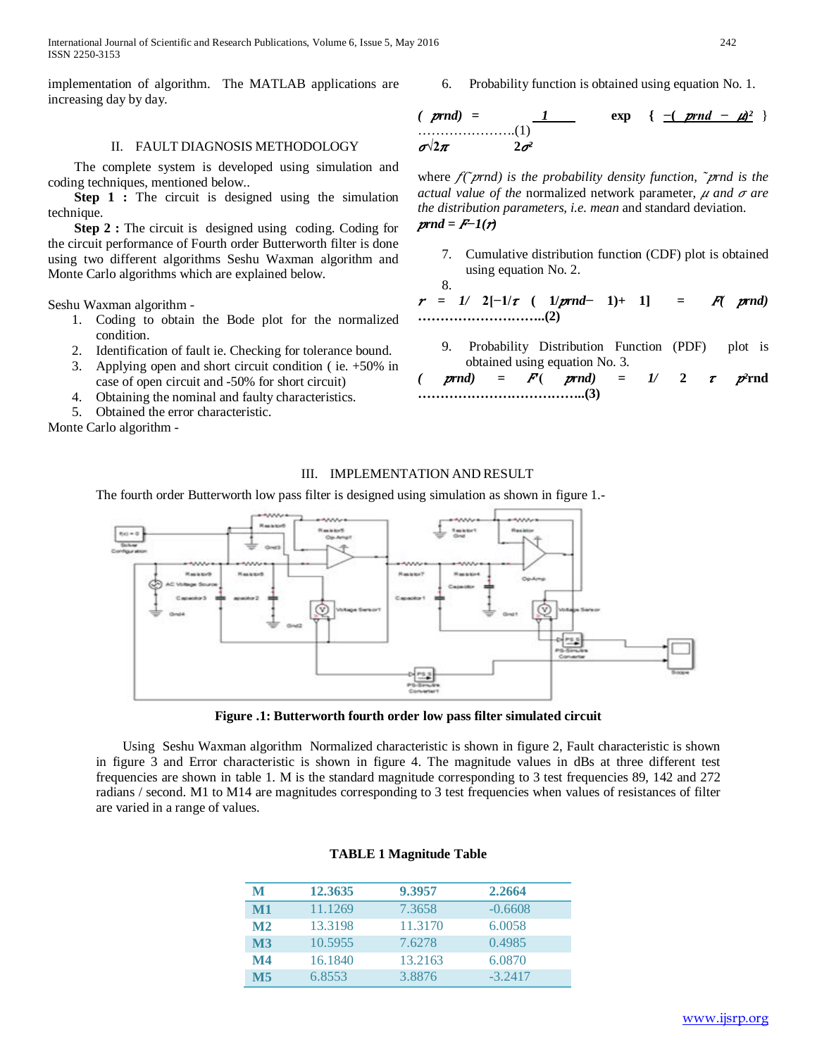implementation of algorithm. The MATLAB applications are increasing day by day.

## II. FAULT DIAGNOSIS METHODOLOGY

The complete system is developed using simulation and coding techniques, mentioned below..

**Step 1 :** The circuit is designed using the simulation technique.

**Step 2 :** The circuit is designed using coding. Coding for the circuit performance of Fourth order Butterworth filter is done using two different algorithms Seshu Waxman algorithm and Monte Carlo algorithms which are explained below.

Seshu Waxman algorithm -

1. Coding to obtain the Bode plot for the normalized condition.
2. Identification of fault ie. Checking for tolerance bound.
3. Applying open and short circuit condition ( ie. +50% in case of open circuit and -50% for short circuit)
4. Obtaining the nominal and faulty characteristics.
5. Obtained the error characteristic.

Monte Carlo algorithm -

6. Probability function is obtained using equation No. 1.

$$f(\tilde{p}rnd) = \frac{1}{\sigma\sqrt{2\pi}} \exp\left\{ \frac{-(\tilde{p}rnd - \mu)^2}{2\sigma^2} \right\} \quad \ldots\ldots\ldots\ldots\ldots\ldots\ldots(1)$$

where $f(\tilde{p}rnd)$ *is the probability density function,* $\tilde{p}rnd$ *is the actual value of the* normalized network parameter, $\mu$ *and* $\sigma$ *are the distribution parameters, i.e. mean* and standard deviation.

$\tilde{p}rnd = F^{-1}(r)$

7. Cumulative distribution function (CDF) plot is obtained using equation No. 2.
8. 

$$r = 1/2[-1/\tau(1/\tilde{p}rnd - 1) + 1] = F(\tilde{p}rnd) \quad \ldots\ldots\ldots\ldots\ldots\ldots\ldots\ldots\ldots(2)$$

9. Probability Distribution Function (PDF) plot is obtained using equation No. 3.

$$(\tilde{p}rnd) = F'(\tilde{p}rnd) = 1/2\tau\tilde{p}^2rnd \quad \ldots\ldots\ldots\ldots\ldots\ldots\ldots\ldots\ldots\ldots\ldots(3)$$

## III. IMPLEMENTATION AND RESULT

The fourth order Butterworth low pass filter is designed using simulation as shown in figure 1.-

**Figure .1: Butterworth fourth order low pass filter simulated circuit**

Using Seshu Waxman algorithm Normalized characteristic is shown in figure 2, Fault characteristic is shown in figure 3 and Error characteristic is shown in figure 4. The magnitude values in dBs at three different test frequencies are shown in table 1. M is the standard magnitude corresponding to 3 test frequencies 89, 142 and 272 radians / second. M1 to M14 are magnitudes corresponding to 3 test frequencies when values of resistances of filter are varied in a range of values.

**TABLE 1 Magnitude Table**

| M | 12.3635 | 9.3957 | 2.2664 |
|---|---|---|---|
| M1 | 11.1269 | 7.3658 | -0.6608 |
| M2 | 13.3198 | 11.3170 | 6.0058 |
| M3 | 10.5955 | 7.6278 | 0.4985 |
| M4 | 16.1840 | 13.2163 | 6.0870 |
| M5 | 6.8553 | 3.8876 | -3.2417 |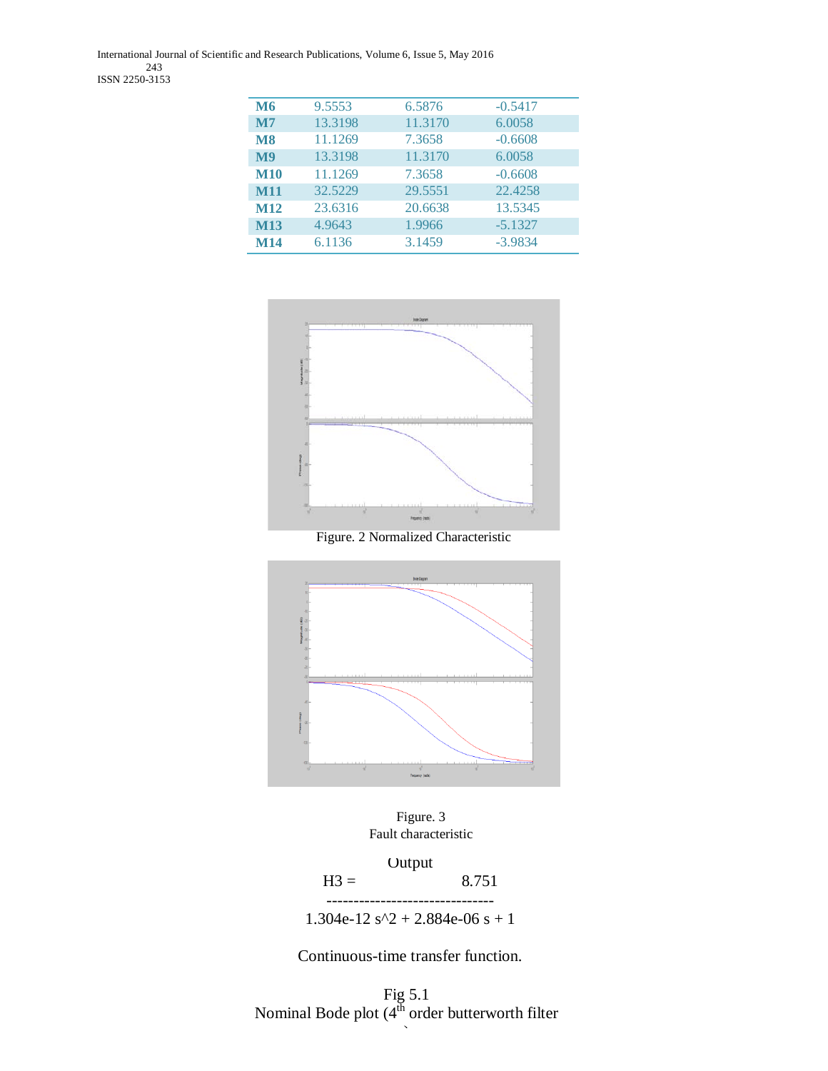| M6 | 9.5553 | 6.5876 | -0.5417 |
|---|---|---|---|
| M7 | 13.3198 | 11.3170 | 6.0058 |
| M8 | 11.1269 | 7.3658 | -0.6608 |
| M9 | 13.3198 | 11.3170 | 6.0058 |
| M10 | 11.1269 | 7.3658 | -0.6608 |
| M11 | 32.5229 | 29.5551 | 22.4258 |
| M12 | 23.6316 | 20.6638 | 13.5345 |
| M13 | 4.9643 | 1.9966 | -5.1327 |
| M14 | 6.1136 | 3.1459 | -3.9834 |

Figure. 2 Normalized Characteristic

Figure. 3
Fault characteristic

Output

$$H3 = \frac{8.751}{1.304e\text{-}12\, s^2 + 2.884e\text{-}06\, s + 1}$$

Continuous-time transfer function.

Fig 5.1
Nominal Bode plot (4th order butterworth filter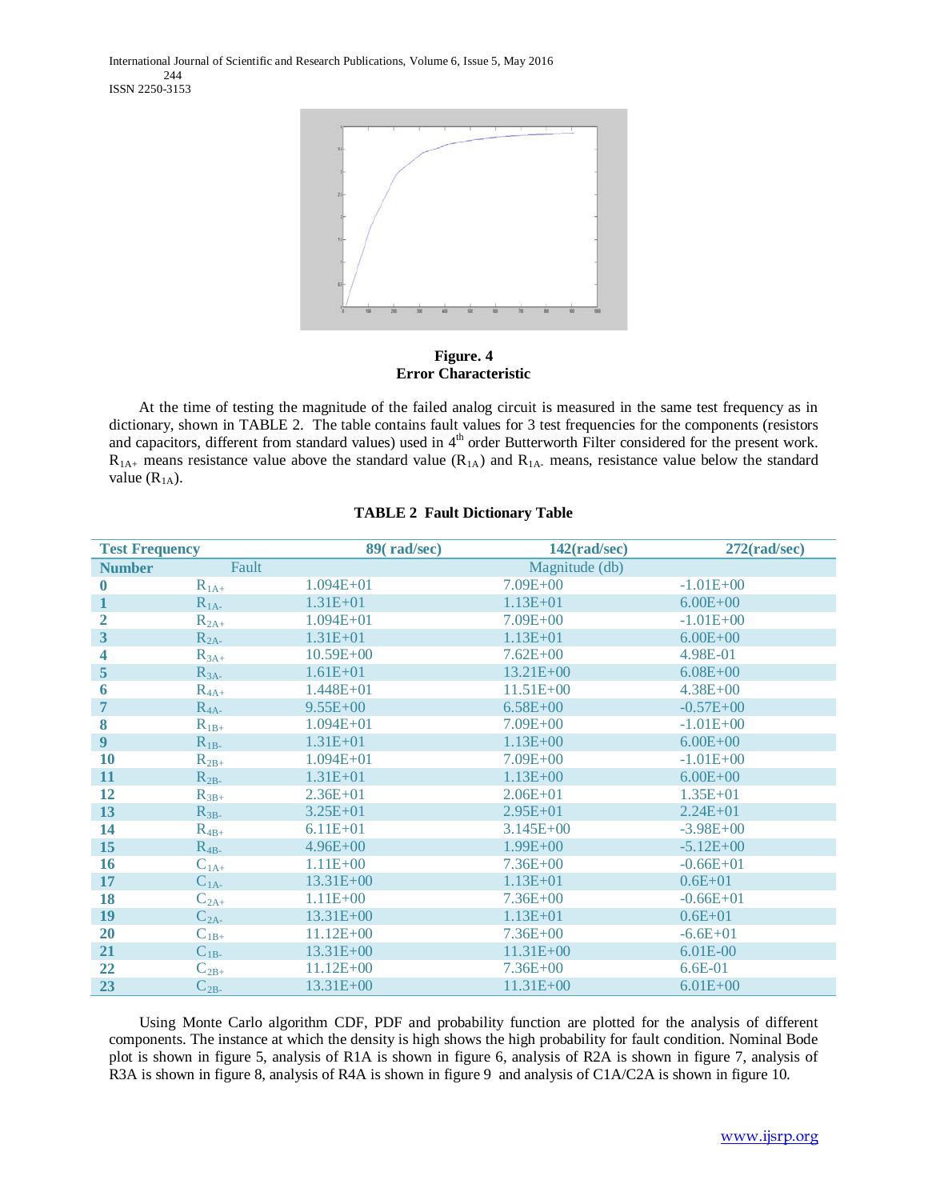**Figure. 4**
**Error Characteristic**

At the time of testing the magnitude of the failed analog circuit is measured in the same test frequency as in dictionary, shown in TABLE 2. The table contains fault values for 3 test frequencies for the components (resistors and capacitors, different from standard values) used in 4th order Butterworth Filter considered for the present work. $R_{1A+}$ means resistance value above the standard value ($R_{1A}$) and $R_{1A-}$ means, resistance value below the standard value ($R_{1A}$).

**TABLE 2 Fault Dictionary Table**

| Test Frequency | | 89( rad/sec) | 142(rad/sec) | 272(rad/sec) |
|---|---|---|---|---|
| **Number** | Fault | | Magnitude (db) | |
| 0 | $R_{1A+}$ | 1.094E+01 | 7.09E+00 | -1.01E+00 |
| 1 | $R_{1A-}$ | 1.31E+01 | 1.13E+01 | 6.00E+00 |
| 2 | $R_{2A+}$ | 1.094E+01 | 7.09E+00 | -1.01E+00 |
| 3 | $R_{2A-}$ | 1.31E+01 | 1.13E+01 | 6.00E+00 |
| 4 | $R_{3A+}$ | 10.59E+00 | 7.62E+00 | 4.98E-01 |
| 5 | $R_{3A-}$ | 1.61E+01 | 13.21E+00 | 6.08E+00 |
| 6 | $R_{4A+}$ | 1.448E+01 | 11.51E+00 | 4.38E+00 |
| 7 | $R_{4A-}$ | 9.55E+00 | 6.58E+00 | -0.57E+00 |
| 8 | $R_{1B+}$ | 1.094E+01 | 7.09E+00 | -1.01E+00 |
| 9 | $R_{1B-}$ | 1.31E+01 | 1.13E+00 | 6.00E+00 |
| 10 | $R_{2B+}$ | 1.094E+01 | 7.09E+00 | -1.01E+00 |
| 11 | $R_{2B-}$ | 1.31E+01 | 1.13E+00 | 6.00E+00 |
| 12 | $R_{3B+}$ | 2.36E+01 | 2.06E+01 | 1.35E+01 |
| 13 | $R_{3B-}$ | 3.25E+01 | 2.95E+01 | 2.24E+01 |
| 14 | $R_{4B+}$ | 6.11E+01 | 3.145E+00 | -3.98E+00 |
| 15 | $R_{4B-}$ | 4.96E+00 | 1.99E+00 | -5.12E+00 |
| 16 | $C_{1A+}$ | 1.11E+00 | 7.36E+00 | -0.66E+01 |
| 17 | $C_{1A-}$ | 13.31E+00 | 1.13E+01 | 0.6E+01 |
| 18 | $C_{2A+}$ | 1.11E+00 | 7.36E+00 | -0.66E+01 |
| 19 | $C_{2A-}$ | 13.31E+00 | 1.13E+01 | 0.6E+01 |
| 20 | $C_{1B+}$ | 11.12E+00 | 7.36E+00 | -6.6E+01 |
| 21 | $C_{1B-}$ | 13.31E+00 | 11.31E+00 | 6.01E-00 |
| 22 | $C_{2B+}$ | 11.12E+00 | 7.36E+00 | 6.6E-01 |
| 23 | $C_{2B-}$ | 13.31E+00 | 11.31E+00 | 6.01E+00 |

Using Monte Carlo algorithm CDF, PDF and probability function are plotted for the analysis of different components. The instance at which the density is high shows the high probability for fault condition. Nominal Bode plot is shown in figure 5, analysis of R1A is shown in figure 6, analysis of R2A is shown in figure 7, analysis of R3A is shown in figure 8, analysis of R4A is shown in figure 9 and analysis of C1A/C2A is shown in figure 10.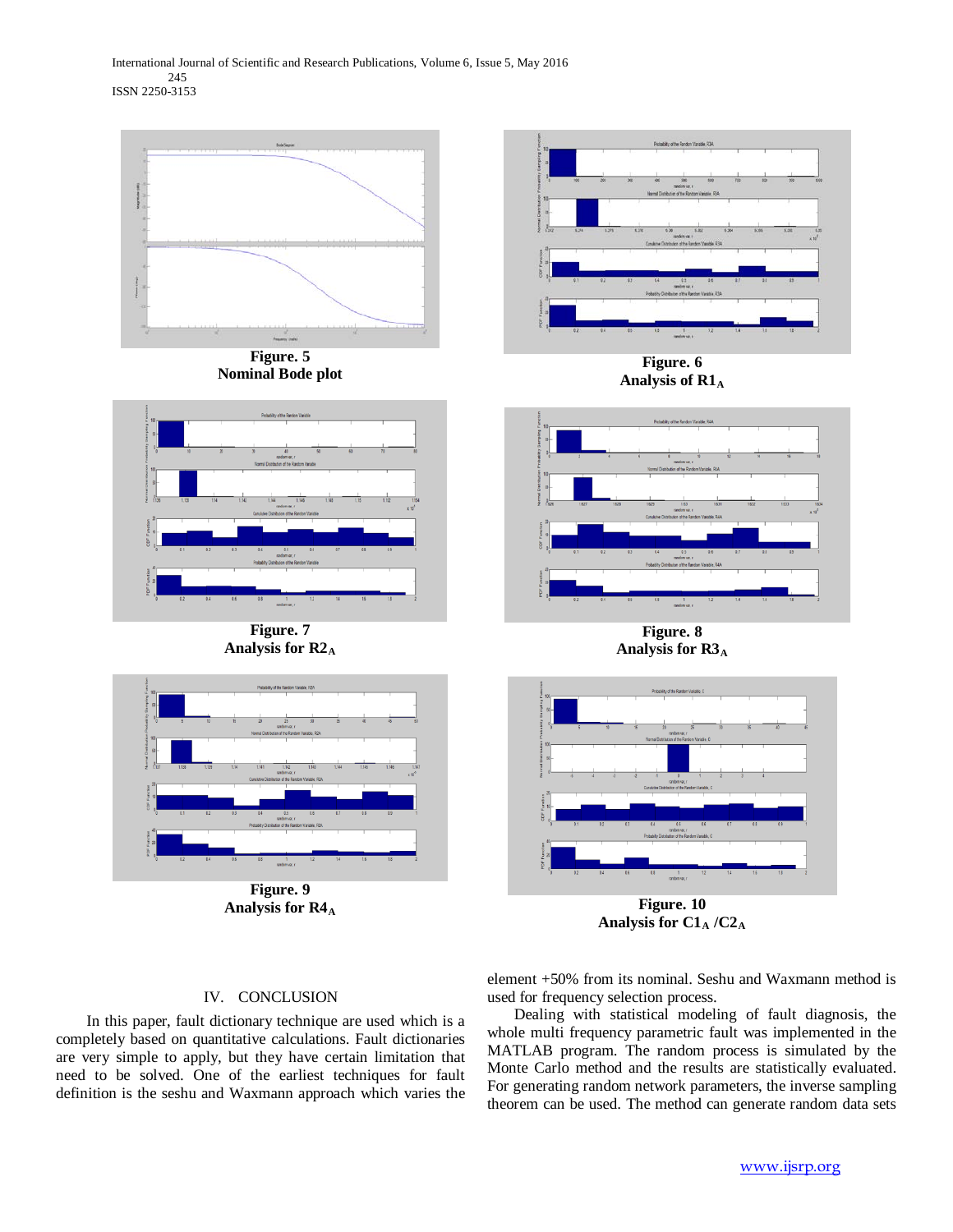Figure. 5
Nominal Bode plot

Figure. 6
Analysis of $R1_A$

Figure. 7
Analysis for $R2_A$

Figure. 8
Analysis for $R3_A$

Figure. 9
Analysis for $R4_A$

Figure. 10
Analysis for $C1_A$ /$C2_A$

## IV. CONCLUSION

In this paper, fault dictionary technique are used which is a completely based on quantitative calculations. Fault dictionaries are very simple to apply, but they have certain limitation that need to be solved. One of the earliest techniques for fault definition is the seshu and Waxmann approach which varies the element +50% from its nominal. Seshu and Waxmann method is used for frequency selection process.

Dealing with statistical modeling of fault diagnosis, the whole multi frequency parametric fault was implemented in the MATLAB program. The random process is simulated by the Monte Carlo method and the results are statistically evaluated. For generating random network parameters, the inverse sampling theorem can be used. The method can generate random data sets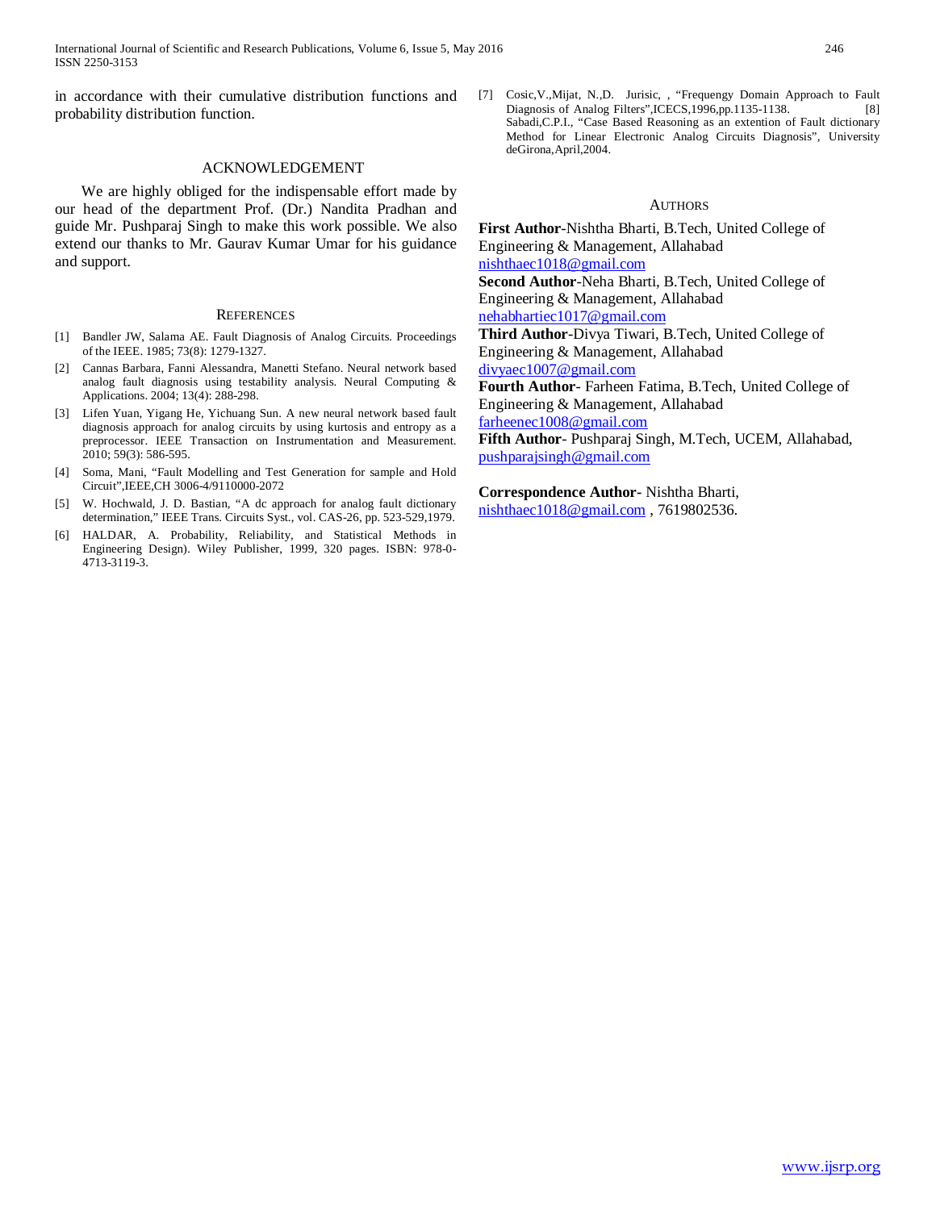in accordance with their cumulative distribution functions and probability distribution function.

## ACKNOWLEDGEMENT

We are highly obliged for the indispensable effort made by our head of the department Prof. (Dr.) Nandita Pradhan and guide Mr. Pushparaj Singh to make this work possible. We also extend our thanks to Mr. Gaurav Kumar Umar for his guidance and support.

## REFERENCES

[1] Bandler JW, Salama AE. Fault Diagnosis of Analog Circuits. Proceedings of the IEEE. 1985; 73(8): 1279-1327.

[2] Cannas Barbara, Fanni Alessandra, Manetti Stefano. Neural network based analog fault diagnosis using testability analysis. Neural Computing & Applications. 2004; 13(4): 288-298.

[3] Lifen Yuan, Yigang He, Yichuang Sun. A new neural network based fault diagnosis approach for analog circuits by using kurtosis and entropy as a preprocessor. IEEE Transaction on Instrumentation and Measurement. 2010; 59(3): 586-595.

[4] Soma, Mani, "Fault Modelling and Test Generation for sample and Hold Circuit",IEEE,CH 3006-4/9110000-2072

[5] W. Hochwald, J. D. Bastian, "A dc approach for analog fault dictionary determination," IEEE Trans. Circuits Syst., vol. CAS-26, pp. 523-529,1979.

[6] HALDAR, A. Probability, Reliability, and Statistical Methods in Engineering Design). Wiley Publisher, 1999, 320 pages. ISBN: 978-0-4713-3119-3.

[7] Cosic,V.,Mijat, N.,D. Jurisic, , "Frequengy Domain Approach to Fault Diagnosis of Analog Filters",ICECS,1996,pp.1135-1138. [8] Sabadi,C.P.I., "Case Based Reasoning as an extention of Fault dictionary Method for Linear Electronic Analog Circuits Diagnosis", University deGirona,April,2004.

## AUTHORS

**First Author**-Nishtha Bharti, B.Tech, United College of Engineering & Management, Allahabad nishthaec1018@gmail.com

**Second Author**-Neha Bharti, B.Tech, United College of Engineering & Management, Allahabad nehabhartiec1017@gmail.com

**Third Author**-Divya Tiwari, B.Tech, United College of Engineering & Management, Allahabad divyaec1007@gmail.com

**Fourth Author**- Farheen Fatima, B.Tech, United College of Engineering & Management, Allahabad farheenec1008@gmail.com

**Fifth Author**- Pushparaj Singh, M.Tech, UCEM, Allahabad, pushparajsingh@gmail.com

**Correspondence Author**- Nishtha Bharti, nishthaec1018@gmail.com , 7619802536.